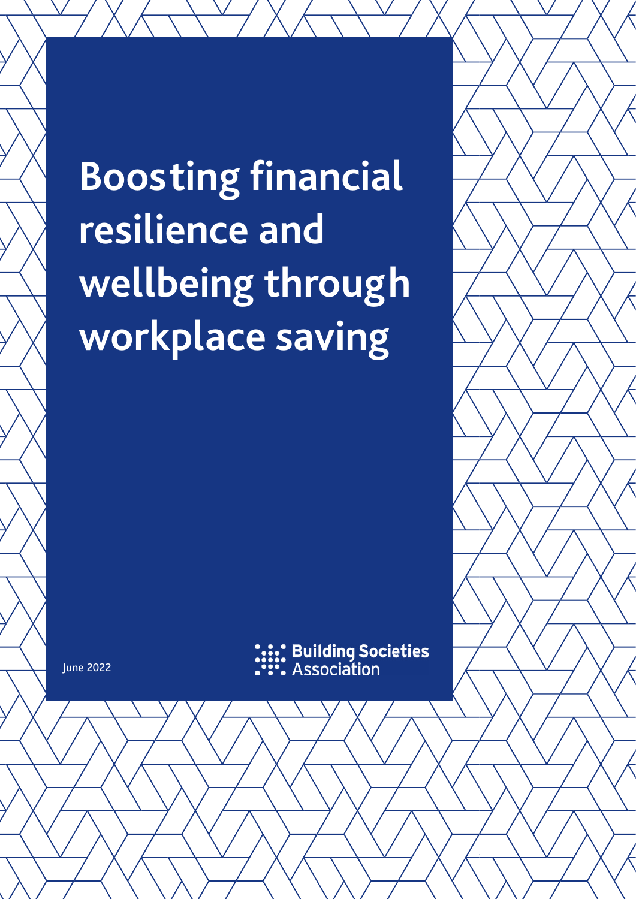# Boosting financial resilience and wellbeing through workplace saving

June 2022

Building Societies Association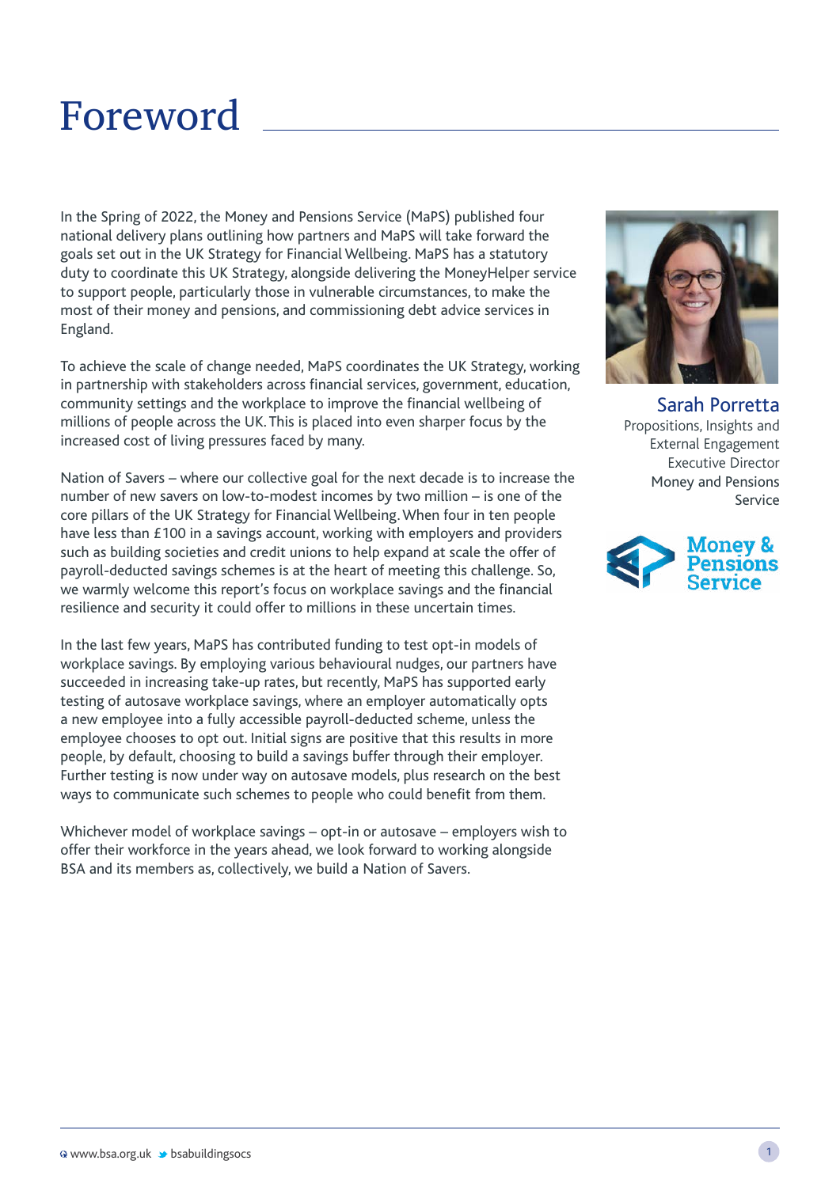# Foreword

In the Spring of 2022, the Money and Pensions Service (MaPS) published four national delivery plans outlining how partners and MaPS will take forward the goals set out in the UK Strategy for Financial Wellbeing. MaPS has a statutory duty to coordinate this UK Strategy, alongside delivering the MoneyHelper service to support people, particularly those in vulnerable circumstances, to make the most of their money and pensions, and commissioning debt advice services in England.

To achieve the scale of change needed, MaPS coordinates the UK Strategy, working in partnership with stakeholders across financial services, government, education, community settings and the workplace to improve the financial wellbeing of millions of people across the UK. This is placed into even sharper focus by the increased cost of living pressures faced by many.

Nation of Savers – where our collective goal for the next decade is to increase the number of new savers on low-to-modest incomes by two million – is one of the core pillars of the UK Strategy for Financial Wellbeing. When four in ten people have less than £100 in a savings account, working with employers and providers such as building societies and credit unions to help expand at scale the offer of payroll-deducted savings schemes is at the heart of meeting this challenge. So, we warmly welcome this report's focus on workplace savings and the financial resilience and security it could offer to millions in these uncertain times.

In the last few years, MaPS has contributed funding to test opt-in models of workplace savings. By employing various behavioural nudges, our partners have succeeded in increasing take-up rates, but recently, MaPS has supported early testing of autosave workplace savings, where an employer automatically opts a new employee into a fully accessible payroll-deducted scheme, unless the employee chooses to opt out. Initial signs are positive that this results in more people, by default, choosing to build a savings buffer through their employer. Further testing is now under way on autosave models, plus research on the best ways to communicate such schemes to people who could benefit from them.

Whichever model of workplace savings – opt-in or autosave – employers wish to offer their workforce in the years ahead, we look forward to working alongside BSA and its members as, collectively, we build a Nation of Savers.

**Sarah Porretta**
Propositions, Insights and External Engagement Executive Director
Money and Pensions Service

Money & Pensions Service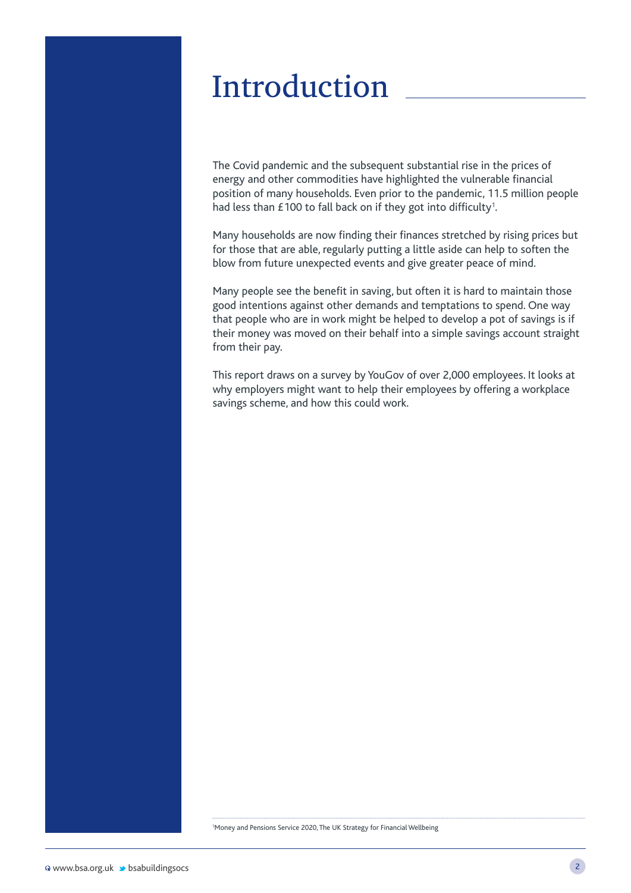# Introduction

The Covid pandemic and the subsequent substantial rise in the prices of energy and other commodities have highlighted the vulnerable financial position of many households. Even prior to the pandemic, 11.5 million people had less than £100 to fall back on if they got into difficulty[1].

Many households are now finding their finances stretched by rising prices but for those that are able, regularly putting a little aside can help to soften the blow from future unexpected events and give greater peace of mind.

Many people see the benefit in saving, but often it is hard to maintain those good intentions against other demands and temptations to spend. One way that people who are in work might be helped to develop a pot of savings is if their money was moved on their behalf into a simple savings account straight from their pay.

This report draws on a survey by YouGov of over 2,000 employees. It looks at why employers might want to help their employees by offering a workplace savings scheme, and how this could work.

[1] Money and Pensions Service 2020, The UK Strategy for Financial Wellbeing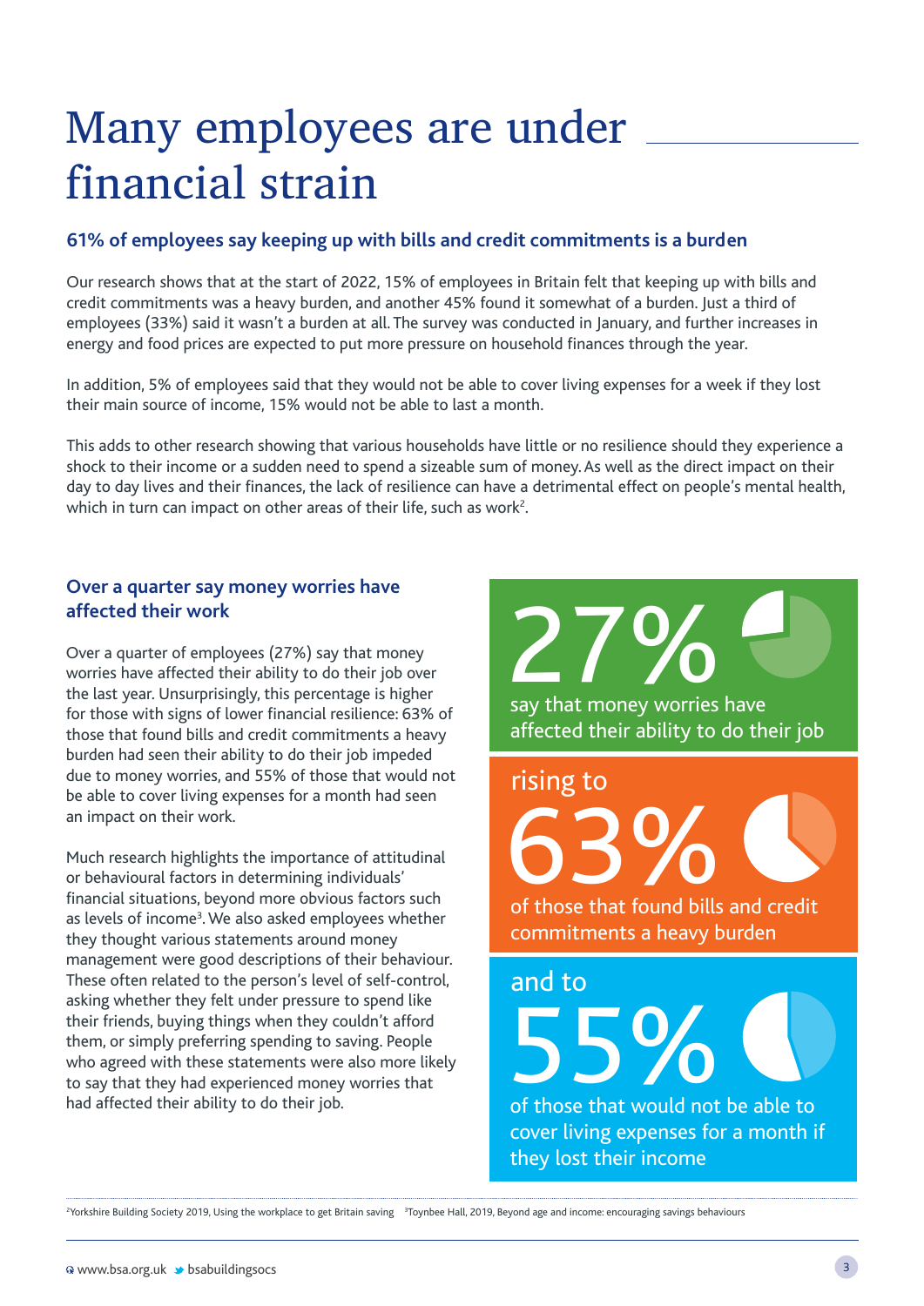# Many employees are under financial strain

### 61% of employees say keeping up with bills and credit commitments is a burden

Our research shows that at the start of 2022, 15% of employees in Britain felt that keeping up with bills and credit commitments was a heavy burden, and another 45% found it somewhat of a burden. Just a third of employees (33%) said it wasn't a burden at all. The survey was conducted in January, and further increases in energy and food prices are expected to put more pressure on household finances through the year.

In addition, 5% of employees said that they would not be able to cover living expenses for a week if they lost their main source of income, 15% would not be able to last a month.

This adds to other research showing that various households have little or no resilience should they experience a shock to their income or a sudden need to spend a sizeable sum of money. As well as the direct impact on their day to day lives and their finances, the lack of resilience can have a detrimental effect on people's mental health, which in turn can impact on other areas of their life, such as work[2].

### Over a quarter say money worries have affected their work

Over a quarter of employees (27%) say that money worries have affected their ability to do their job over the last year. Unsurprisingly, this percentage is higher for those with signs of lower financial resilience: 63% of those that found bills and credit commitments a heavy burden had seen their ability to do their job impeded due to money worries, and 55% of those that would not be able to cover living expenses for a month had seen an impact on their work.

Much research highlights the importance of attitudinal or behavioural factors in determining individuals' financial situations, beyond more obvious factors such as levels of income[3]. We also asked employees whether they thought various statements around money management were good descriptions of their behaviour. These often related to the person's level of self-control, asking whether they felt under pressure to spend like their friends, buying things when they couldn't afford them, or simply preferring spending to saving. People who agreed with these statements were also more likely to say that they had experienced money worries that had affected their ability to do their job.

**27%** say that money worries have affected their ability to do their job

rising to **63%** of those that found bills and credit commitments a heavy burden

and to **55%** of those that would not be able to cover living expenses for a month if they lost their income

[2] Yorkshire Building Society 2019, Using the workplace to get Britain saving [3] Toynbee Hall, 2019, Beyond age and income: encouraging savings behaviours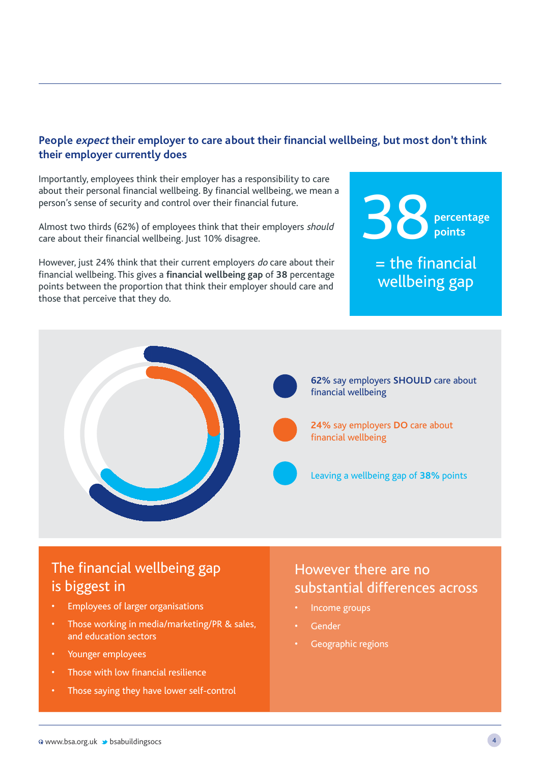## People *expect* their employer to care about their financial wellbeing, but most don't think their employer currently does

Importantly, employees think their employer has a responsibility to care about their personal financial wellbeing. By financial wellbeing, we mean a person's sense of security and control over their financial future.

Almost two thirds (62%) of employees think that their employers *should* care about their financial wellbeing. Just 10% disagree.

However, just 24% think that their current employers *do* care about their financial wellbeing. This gives a **financial wellbeing gap** of **38** percentage points between the proportion that think their employer should care and those that perceive that they do.

**38 percentage points**

= the financial wellbeing gap

**62%** say employers **SHOULD** care about financial wellbeing

**24%** say employers **DO** care about financial wellbeing

Leaving a wellbeing gap of **38%** points

### The financial wellbeing gap is biggest in

- Employees of larger organisations
- Those working in media/marketing/PR & sales, and education sectors
- Younger employees
- Those with low financial resilience
- Those saying they have lower self-control

### However there are no substantial differences across

- Income groups
- Gender
- Geographic regions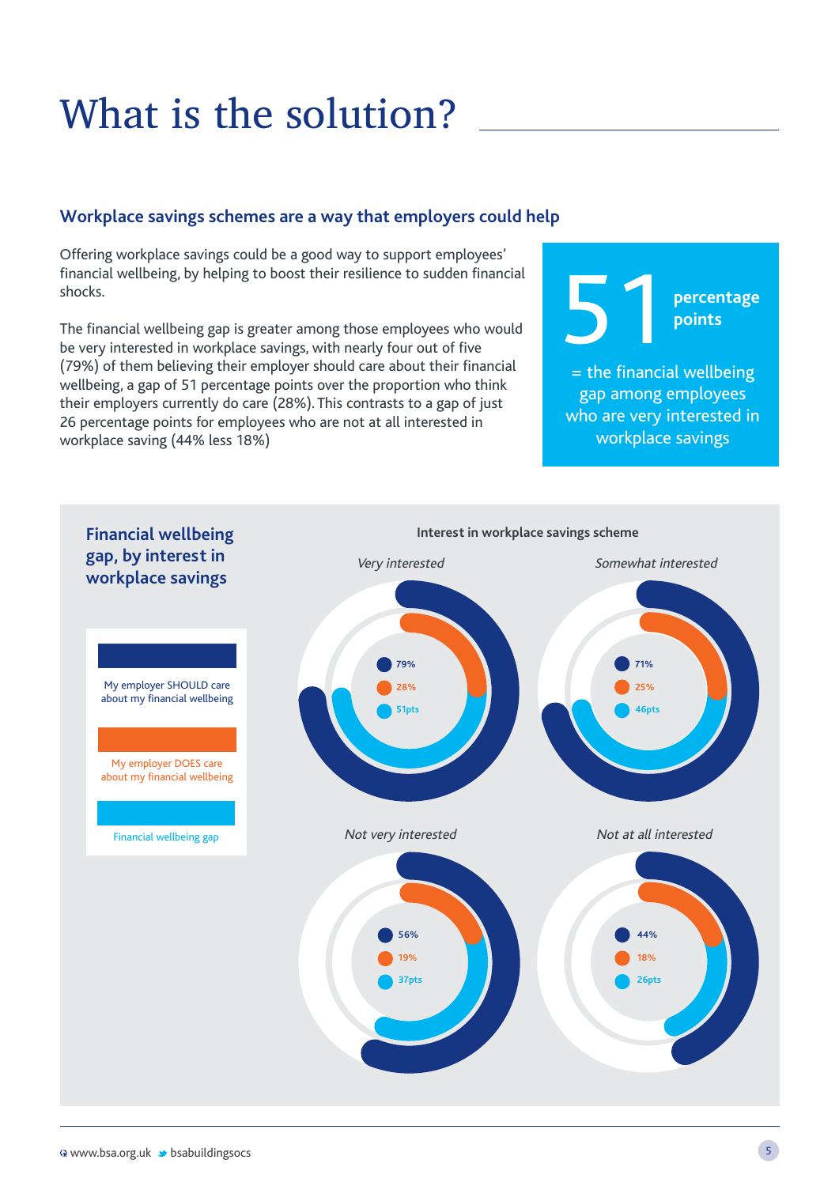# What is the solution?

## Workplace savings schemes are a way that employers could help

Offering workplace savings could be a good way to support employees' financial wellbeing, by helping to boost their resilience to sudden financial shocks.

The financial wellbeing gap is greater among those employees who would be very interested in workplace savings, with nearly four out of five (79%) of them believing their employer should care about their financial wellbeing, a gap of 51 percentage points over the proportion who think their employers currently do care (28%). This contrasts to a gap of just 26 percentage points for employees who are not at all interested in workplace saving (44% less 18%)

**51 percentage points**

= the financial wellbeing gap among employees who are very interested in workplace savings

### Financial wellbeing gap, by interest in workplace savings

**Interest in workplace savings scheme**

| | My employer SHOULD care about my financial wellbeing | My employer DOES care about my financial wellbeing | Financial wellbeing gap |
|---|---|---|---|
| *Very interested* | 79% | 28% | 51pts |
| *Somewhat interested* | 71% | 25% | 46pts |
| *Not very interested* | 56% | 19% | 37pts |
| *Not at all interested* | 44% | 18% | 26pts |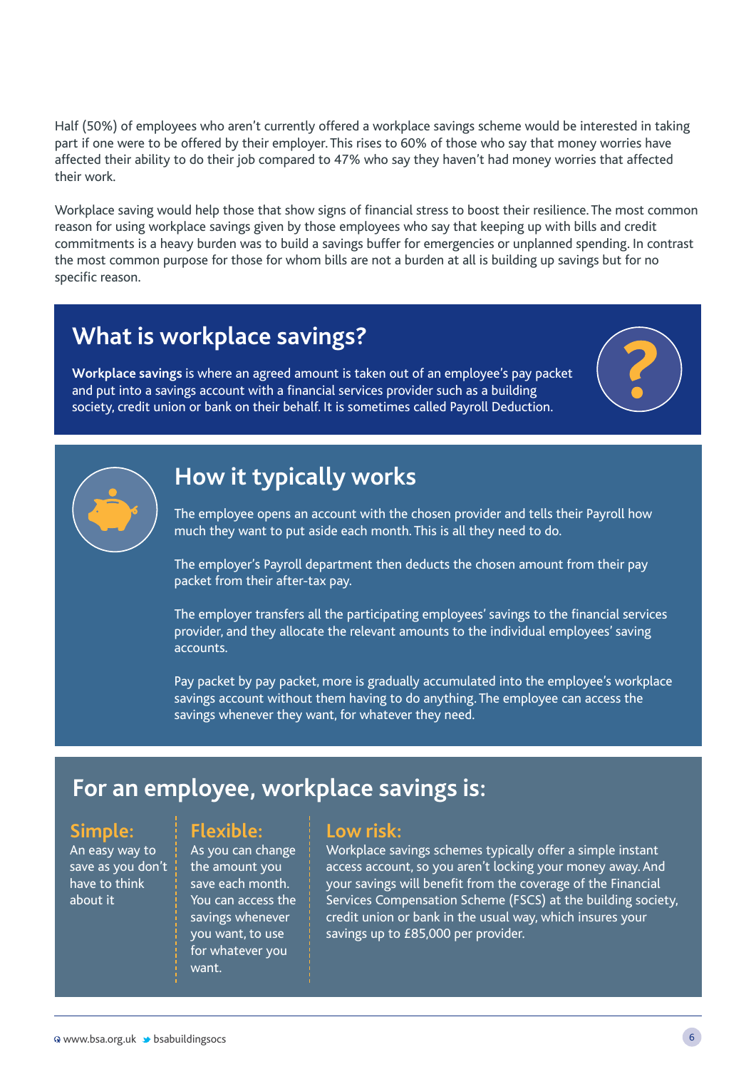Half (50%) of employees who aren't currently offered a workplace savings scheme would be interested in taking part if one were to be offered by their employer. This rises to 60% of those who say that money worries have affected their ability to do their job compared to 47% who say they haven't had money worries that affected their work.

Workplace saving would help those that show signs of financial stress to boost their resilience. The most common reason for using workplace savings given by those employees who say that keeping up with bills and credit commitments is a heavy burden was to build a savings buffer for emergencies or unplanned spending. In contrast the most common purpose for those for whom bills are not a burden at all is building up savings but for no specific reason.

## What is workplace savings?

**Workplace savings** is where an agreed amount is taken out of an employee's pay packet and put into a savings account with a financial services provider such as a building society, credit union or bank on their behalf. It is sometimes called Payroll Deduction.

## How it typically works

The employee opens an account with the chosen provider and tells their Payroll how much they want to put aside each month. This is all they need to do.

The employer's Payroll department then deducts the chosen amount from their pay packet from their after-tax pay.

The employer transfers all the participating employees' savings to the financial services provider, and they allocate the relevant amounts to the individual employees' saving accounts.

Pay packet by pay packet, more is gradually accumulated into the employee's workplace savings account without them having to do anything. The employee can access the savings whenever they want, for whatever they need.

## For an employee, workplace savings is:

### Simple:

An easy way to save as you don't have to think about it

### Flexible:

As you can change the amount you save each month. You can access the savings whenever you want, to use for whatever you want.

### Low risk:

Workplace savings schemes typically offer a simple instant access account, so you aren't locking your money away. And your savings will benefit from the coverage of the Financial Services Compensation Scheme (FSCS) at the building society, credit union or bank in the usual way, which insures your savings up to £85,000 per provider.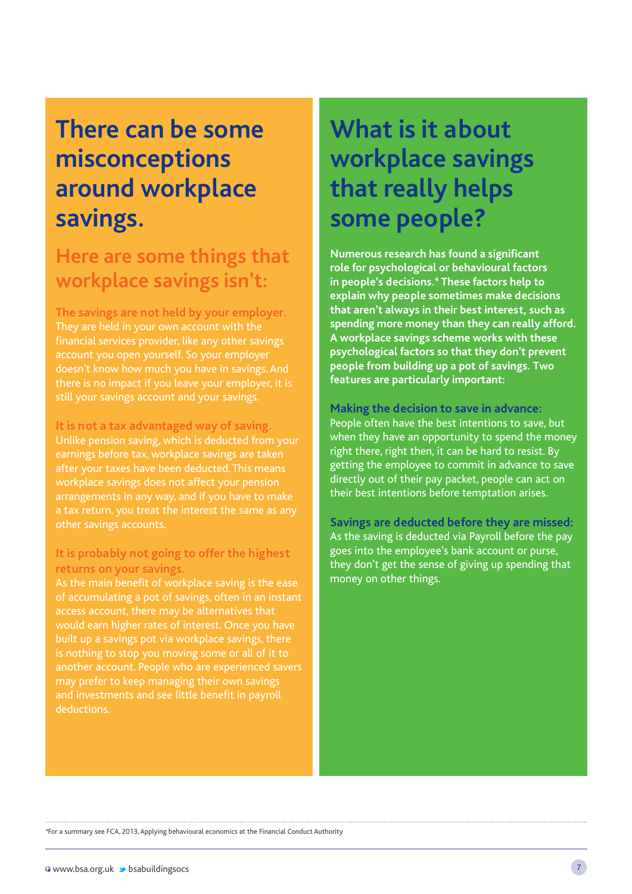# There can be some misconceptions around workplace savings.

## Here are some things that workplace savings isn't:

**The savings are not held by your employer.**
They are held in your own account with the financial services provider, like any other savings account you open yourself. So your employer doesn't know how much you have in savings. And there is no impact if you leave your employer, it is still your savings account and your savings.

**It is not a tax advantaged way of saving.**
Unlike pension saving, which is deducted from your earnings before tax, workplace savings are taken after your taxes have been deducted. This means workplace savings does not affect your pension arrangements in any way, and if you have to make a tax return, you treat the interest the same as any other savings accounts.

**It is probably not going to offer the highest returns on your savings.**
As the main benefit of workplace saving is the ease of accumulating a pot of savings, often in an instant access account, there may be alternatives that would earn higher rates of interest. Once you have built up a savings pot via workplace savings, there is nothing to stop you moving some or all of it to another account. People who are experienced savers may prefer to keep managing their own savings and investments and see little benefit in payroll deductions.

# What is it about workplace savings that really helps some people?

**Numerous research has found a significant role for psychological or behavioural factors in people's decisions.[4] These factors help to explain why people sometimes make decisions that aren't always in their best interest, such as spending more money than they can really afford. A workplace savings scheme works with these psychological factors so that they don't prevent people from building up a pot of savings. Two features are particularly important:**

**Making the decision to save in advance:**
People often have the best intentions to save, but when they have an opportunity to spend the money right there, right then, it can be hard to resist. By getting the employee to commit in advance to save directly out of their pay packet, people can act on their best intentions before temptation arises.

**Savings are deducted before they are missed:**
As the saving is deducted via Payroll before the pay goes into the employee's bank account or purse, they don't get the sense of giving up spending that money on other things.

[4] For a summary see FCA, 2013, Applying behavioural economics at the Financial Conduct Authority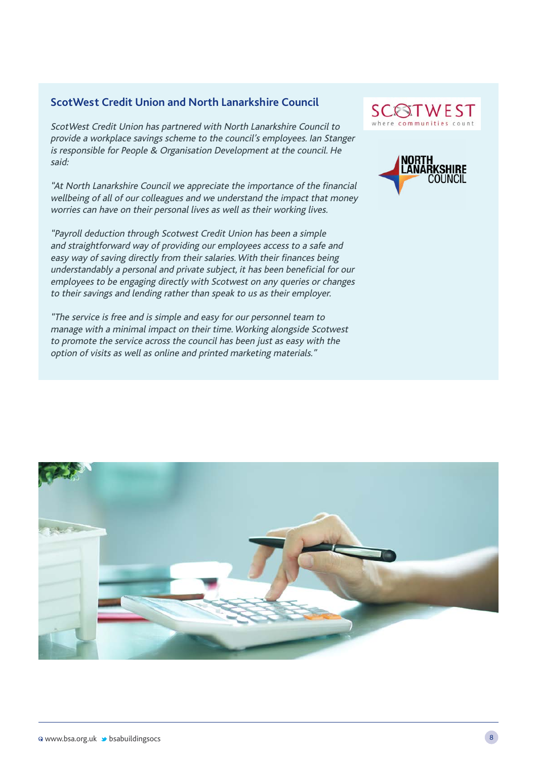## ScotWest Credit Union and North Lanarkshire Council

*ScotWest Credit Union has partnered with North Lanarkshire Council to provide a workplace savings scheme to the council's employees. Ian Stanger is responsible for People & Organisation Development at the council. He said:*

*"At North Lanarkshire Council we appreciate the importance of the financial wellbeing of all of our colleagues and we understand the impact that money worries can have on their personal lives as well as their working lives.*

*"Payroll deduction through Scotwest Credit Union has been a simple and straightforward way of providing our employees access to a safe and easy way of saving directly from their salaries. With their finances being understandably a personal and private subject, it has been beneficial for our employees to be engaging directly with Scotwest on any queries or changes to their savings and lending rather than speak to us as their employer.*

*"The service is free and is simple and easy for our personnel team to manage with a minimal impact on their time. Working alongside Scotwest to promote the service across the council has been just as easy with the option of visits as well as online and printed marketing materials."*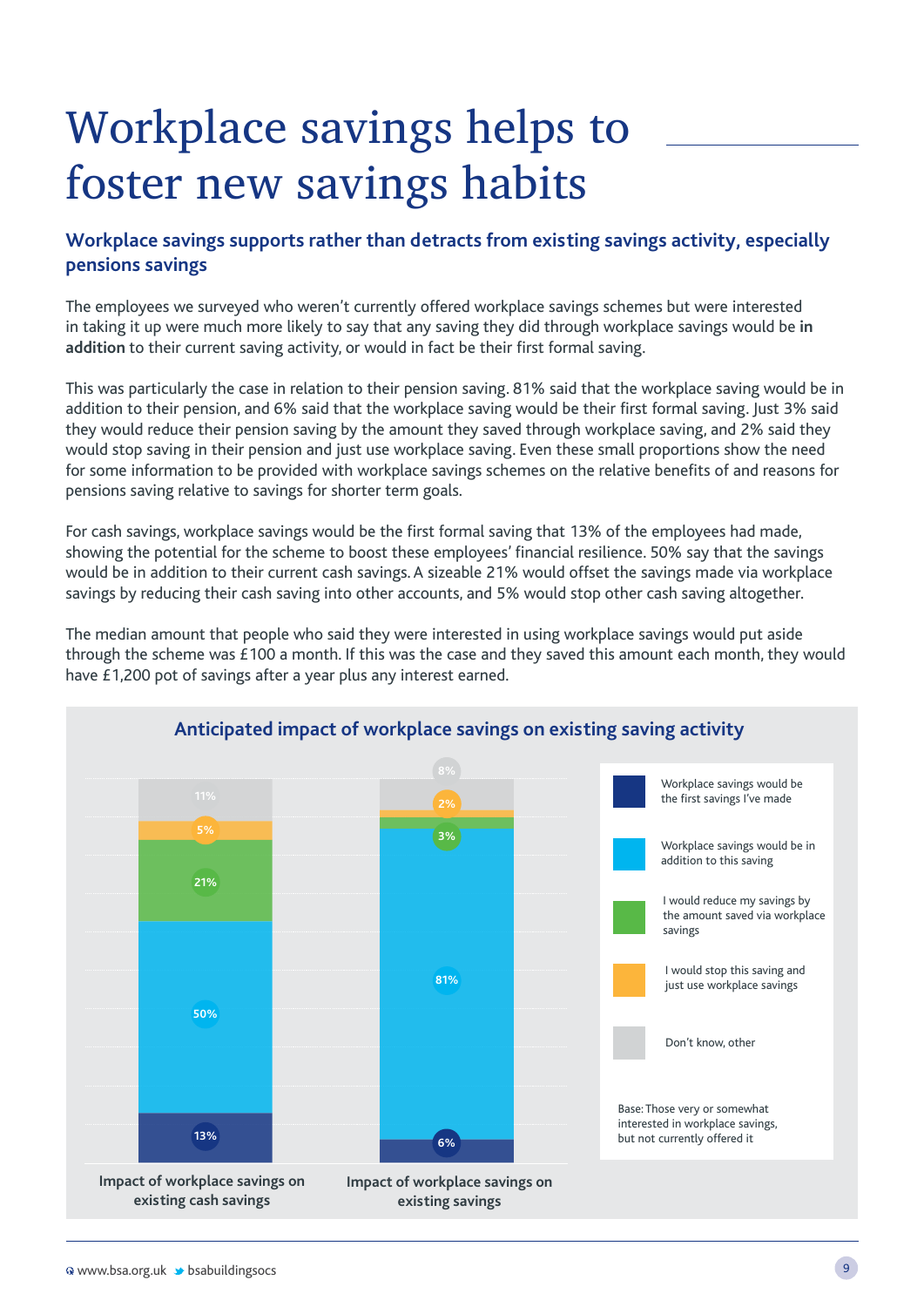# Workplace savings helps to foster new savings habits

## Workplace savings supports rather than detracts from existing savings activity, especially pensions savings

The employees we surveyed who weren't currently offered workplace savings schemes but were interested in taking it up were much more likely to say that any saving they did through workplace savings would be **in addition** to their current saving activity, or would in fact be their first formal saving.

This was particularly the case in relation to their pension saving. 81% said that the workplace saving would be in addition to their pension, and 6% said that the workplace saving would be their first formal saving. Just 3% said they would reduce their pension saving by the amount they saved through workplace saving, and 2% said they would stop saving in their pension and just use workplace saving. Even these small proportions show the need for some information to be provided with workplace savings schemes on the relative benefits of and reasons for pensions saving relative to savings for shorter term goals.

For cash savings, workplace savings would be the first formal saving that 13% of the employees had made, showing the potential for the scheme to boost these employees' financial resilience. 50% say that the savings would be in addition to their current cash savings. A sizeable 21% would offset the savings made via workplace savings by reducing their cash saving into other accounts, and 5% would stop other cash saving altogether.

The median amount that people who said they were interested in using workplace savings would put aside through the scheme was £100 a month. If this was the case and they saved this amount each month, they would have £1,200 pot of savings after a year plus any interest earned.

### Anticipated impact of workplace savings on existing saving activity

| | Impact of workplace savings on existing cash savings | Impact of workplace savings on existing savings |
|---|---|---|
| Workplace savings would be the first savings I've made | 13% | 6% |
| Workplace savings would be in addition to this saving | 50% | 81% |
| I would reduce my savings by the amount saved via workplace savings | 21% | 3% |
| I would stop this saving and just use workplace savings | 5% | 2% |
| Don't know, other | 11% | 8% |

Base: Those very or somewhat interested in workplace savings, but not currently offered it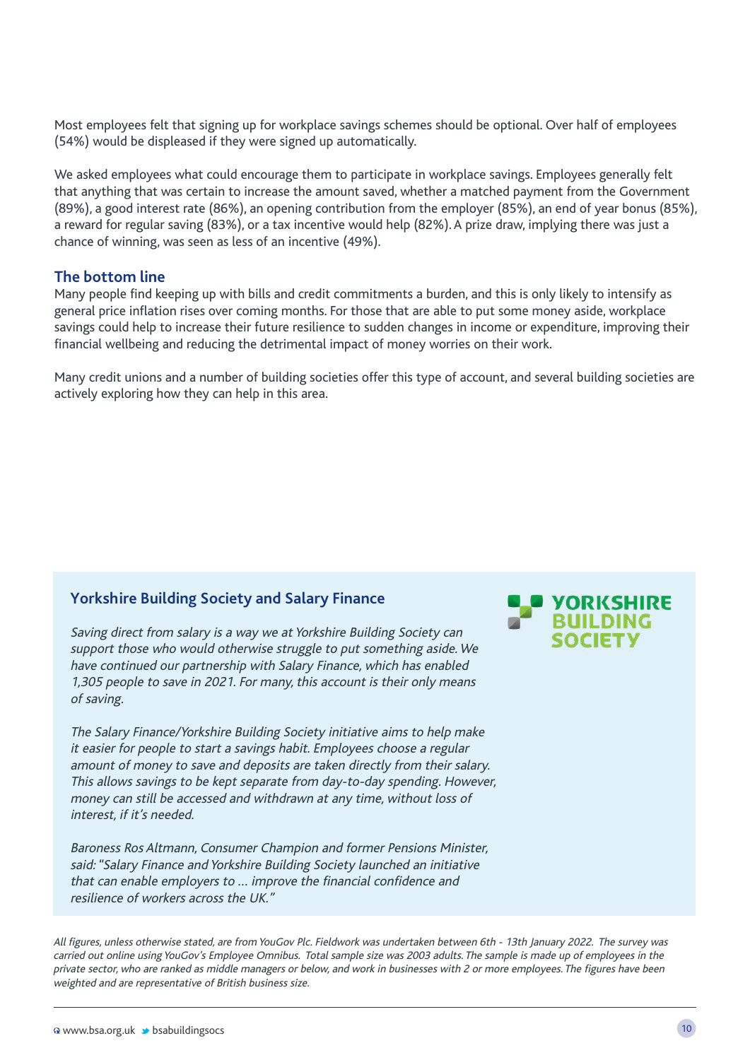Most employees felt that signing up for workplace savings schemes should be optional. Over half of employees (54%) would be displeased if they were signed up automatically.

We asked employees what could encourage them to participate in workplace savings. Employees generally felt that anything that was certain to increase the amount saved, whether a matched payment from the Government (89%), a good interest rate (86%), an opening contribution from the employer (85%), an end of year bonus (85%), a reward for regular saving (83%), or a tax incentive would help (82%). A prize draw, implying there was just a chance of winning, was seen as less of an incentive (49%).

## The bottom line

Many people find keeping up with bills and credit commitments a burden, and this is only likely to intensify as general price inflation rises over coming months. For those that are able to put some money aside, workplace savings could help to increase their future resilience to sudden changes in income or expenditure, improving their financial wellbeing and reducing the detrimental impact of money worries on their work.

Many credit unions and a number of building societies offer this type of account, and several building societies are actively exploring how they can help in this area.

### Yorkshire Building Society and Salary Finance

YORKSHIRE BUILDING SOCIETY

*Saving direct from salary is a way we at Yorkshire Building Society can support those who would otherwise struggle to put something aside. We have continued our partnership with Salary Finance, which has enabled 1,305 people to save in 2021. For many, this account is their only means of saving.*

*The Salary Finance/Yorkshire Building Society initiative aims to help make it easier for people to start a savings habit. Employees choose a regular amount of money to save and deposits are taken directly from their salary. This allows savings to be kept separate from day-to-day spending. However, money can still be accessed and withdrawn at any time, without loss of interest, if it's needed.*

*Baroness Ros Altmann, Consumer Champion and former Pensions Minister, said: "Salary Finance and Yorkshire Building Society launched an initiative that can enable employers to ... improve the financial confidence and resilience of workers across the UK."*

*All figures, unless otherwise stated, are from YouGov Plc. Fieldwork was undertaken between 6th - 13th January 2022. The survey was carried out online using YouGov's Employee Omnibus. Total sample size was 2003 adults. The sample is made up of employees in the private sector, who are ranked as middle managers or below, and work in businesses with 2 or more employees. The figures have been weighted and are representative of British business size.*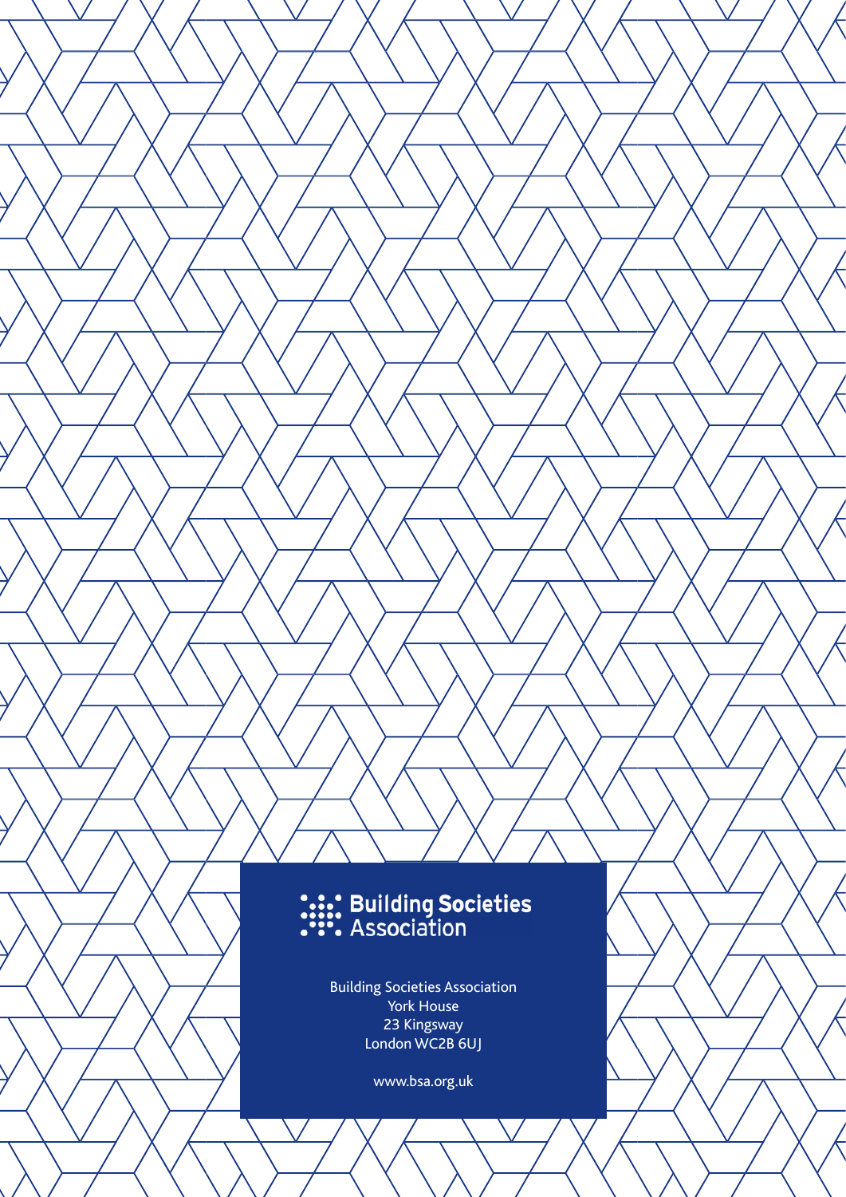Building Societies Association

Building Societies Association
York House
23 Kingsway
London WC2B 6UJ

www.bsa.org.uk